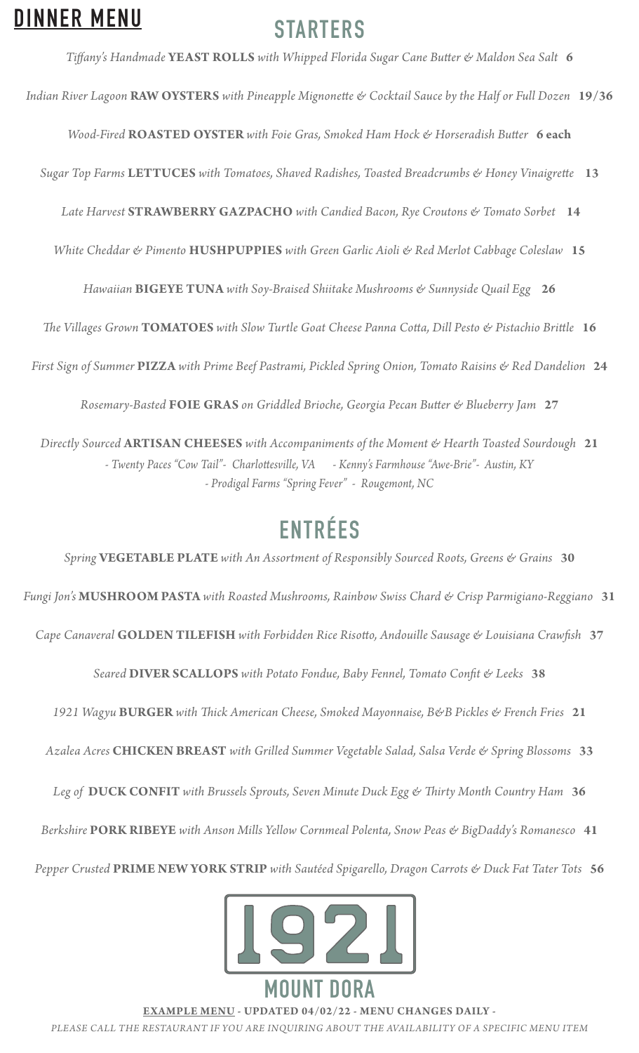# DINNER MENU

## STARTERS

*Tiffany's Handmade* **YEAST ROLLS** *with Whipped Florida Sugar Cane Butter & Maldon Sea Salt* **6**

*Indian River Lagoon* **RAW OYSTERS** *with Pineapple Mignonette & Cocktail Sauce by the Half or Full Dozen* **19/36**

*Wood-Fired* **ROASTED OYSTER** *with Foie Gras, Smoked Ham Hock & Horseradish Butter* **6 each**

*Sugar Top Farms* **LETTUCES** *with Tomatoes, Shaved Radishes, Toasted Breadcrumbs & Honey Vinaigrette* **13**

*Late Harvest* **STRAWBERRY GAZPACHO** *with Candied Bacon, Rye Croutons & Tomato Sorbet* **14**

*White Cheddar & Pimento* **HUSHPUPPIES** *with Green Garlic Aioli & Red Merlot Cabbage Coleslaw* **15**

*Hawaiian* **BIGEYE TUNA** *with Soy-Braised Shiitake Mushrooms & Sunnyside Quail Egg* **26**

*The Villages Grown* **TOMATOES** *with Slow Turtle Goat Cheese Panna Cotta, Dill Pesto & Pistachio Brittle* **16**

*First Sign of Summer* **PIZZA** *with Prime Beef Pastrami, Pickled Spring Onion, Tomato Raisins & Red Dandelion* **24**

*Rosemary-Basted* **FOIE GRAS** *on Griddled Brioche, Georgia Pecan Butter & Blueberry Jam* **27**

*Directly Sourced* **ARTISAN CHEESES** *with Accompaniments of the Moment & Hearth Toasted Sourdough* **21**

*- Twenty Paces "Cow Tail"- Charlottesville, VA - Kenny's Farmhouse "Awe-Brie"- Austin, KY*
*- Prodigal Farms "Spring Fever" - Rougemont, NC*

## ENTRÉES

*Spring* **VEGETABLE PLATE** *with An Assortment of Responsibly Sourced Roots, Greens & Grains* **30**

*Fungi Jon's* **MUSHROOM PASTA** *with Roasted Mushrooms, Rainbow Swiss Chard & Crisp Parmigiano-Reggiano* **31**

*Cape Canaveral* **GOLDEN TILEFISH** *with Forbidden Rice Risotto, Andouille Sausage & Louisiana Crawfish* **37**

*Seared* **DIVER SCALLOPS** *with Potato Fondue, Baby Fennel, Tomato Confit & Leeks* **38**

*1921 Wagyu* **BURGER** *with Thick American Cheese, Smoked Mayonnaise, B&B Pickles & French Fries* **21**

*Azalea Acres* **CHICKEN BREAST** *with Grilled Summer Vegetable Salad, Salsa Verde & Spring Blossoms* **33**

*Leg of* **DUCK CONFIT** *with Brussels Sprouts, Seven Minute Duck Egg & Thirty Month Country Ham* **36**

*Berkshire* **PORK RIBEYE** *with Anson Mills Yellow Cornmeal Polenta, Snow Peas & BigDaddy's Romanesco* **41**

*Pepper Crusted* **PRIME NEW YORK STRIP** *with Sautéed Spigarello, Dragon Carrots & Duck Fat Tater Tots* **56**

1921
MOUNT DORA

**EXAMPLE MENU - UPDATED 04/02/22 - MENU CHANGES DAILY -**

*PLEASE CALL THE RESTAURANT IF YOU ARE INQUIRING ABOUT THE AVAILABILITY OF A SPECIFIC MENU ITEM*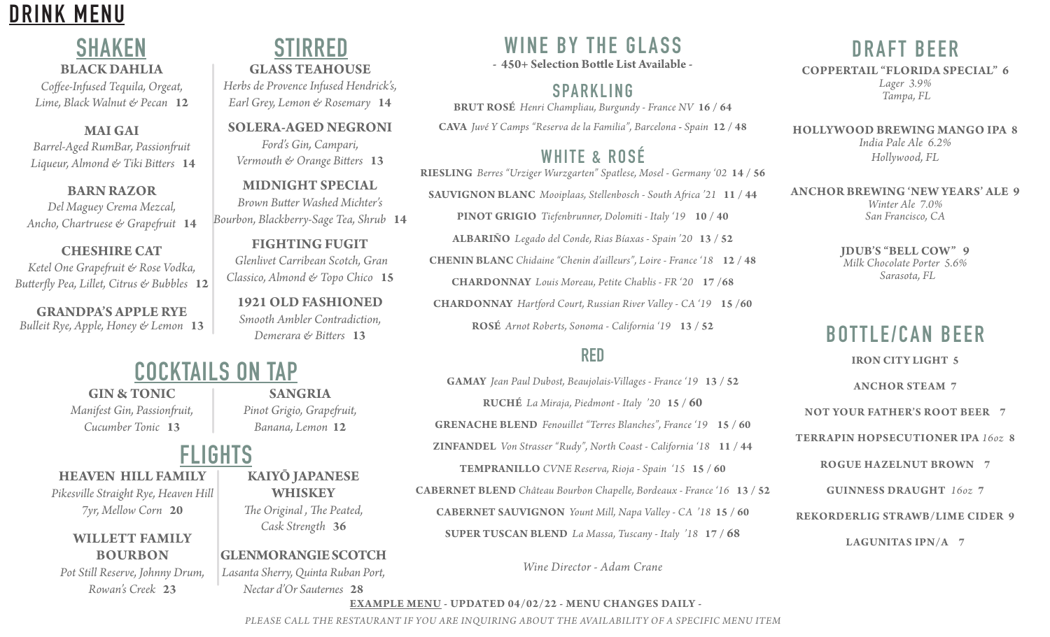# DRINK MENU

## SHAKEN

**BLACK DAHLIA**
*Coffee-Infused Tequila, Orgeat, Lime, Black Walnut & Pecan* **12**

**MAI GAI**
*Barrel-Aged RumBar, Passionfruit Liqueur, Almond & Tiki Bitters* **14**

**BARN RAZOR**
*Del Maguey Crema Mezcal, Ancho, Chartruese & Grapefruit* **14**

**CHESHIRE CAT**
*Ketel One Grapefruit & Rose Vodka, Butterfly Pea, Lillet, Citrus & Bubbles* **12**

**GRANDPA'S APPLE RYE**
*Bulleit Rye, Apple, Honey & Lemon* **13**

## STIRRED

**GLASS TEAHOUSE**
*Herbs de Provence Infused Hendrick's, Earl Grey, Lemon & Rosemary* **14**

**SOLERA-AGED NEGRONI**
*Ford's Gin, Campari, Vermouth & Orange Bitters* **13**

**MIDNIGHT SPECIAL**
*Brown Butter Washed Michter's Bourbon, Blackberry-Sage Tea, Shrub* **14**

**FIGHTING FUGIT**
*Glenlivet Carribean Scotch, Gran Classico, Almond & Topo Chico* **15**

**1921 OLD FASHIONED**
*Smooth Ambler Contradiction, Demerara & Bitters* **13**

## COCKTAILS ON TAP

**GIN & TONIC**
*Manifest Gin, Passionfruit, Cucumber Tonic* **13**

**SANGRIA**
*Pinot Grigio, Grapefruit, Banana, Lemon* **12**

## FLIGHTS

**HEAVEN HILL FAMILY**
*Pikesville Straight Rye, Heaven Hill 7yr, Mellow Corn* **20**

**WILLETT FAMILY BOURBON**
*Pot Still Reserve, Johnny Drum, Rowan's Creek* **23**

**KAIYŌ JAPANESE WHISKEY**
*The Original , The Peated, Cask Strength* **36**

**GLENMORANGIE SCOTCH**
*Lasanta Sherry, Quinta Ruban Port, Nectar d'Or Sauternes* **28**

## WINE BY THE GLASS

**- 450+ Selection Bottle List Available -**

### SPARKLING

**BRUT ROSÉ** *Henri Champliau, Burgundy - France NV* **16 / 64**

**CAVA** *Juvé Y Camps "Reserva de la Familia", Barcelona - Spain* **12 / 48**

### WHITE & ROSÉ

**RIESLING** *Berres "Urziger Wurzgarten" Spatlese, Mosel - Germany '02* **14 / 56**

**SAUVIGNON BLANC** *Mooiplaas, Stellenbosch - South Africa '21* **11 / 44**

**PINOT GRIGIO** *Tiefenbrunner, Dolomiti - Italy '19* **10 / 40**

**ALBARIÑO** *Legado del Conde, Rias Bíaxas - Spain '20* **13 / 52**

**CHENIN BLANC** *Chidaine "Chenin d'ailleurs", Loire - France '18* **12 / 48**

**CHARDONNAY** *Louis Moreau, Petite Chablis - FR '20* **17 /68**

**CHARDONNAY** *Hartford Court, Russian River Valley - CA '19* **15 /60**

**ROSÉ** *Arnot Roberts, Sonoma - California '19* **13 / 52**

### RED

**GAMAY** *Jean Paul Dubost, Beaujolais-Villages - France '19* **13 / 52**

**RUCHÉ** *La Miraja, Piedmont - Italy '20* **15 / 60**

**GRENACHE BLEND** *Fenouillet "Terres Blanches", France '19* **15 / 60**

**ZINFANDEL** *Von Strasser "Rudy", North Coast - California '18* **11 / 44**

**TEMPRANILLO** *CVNE Reserva, Rioja - Spain '15* **15 / 60**

**CABERNET BLEND** *Château Bourbon Chapelle, Bordeaux - France '16* **13 / 52**

**CABERNET SAUVIGNON** *Yount Mill, Napa Valley - CA '18* **15 / 60**

**SUPER TUSCAN BLEND** *La Massa, Tuscany - Italy '18* **17 / 68**

*Wine Director - Adam Crane*

## DRAFT BEER

**COPPERTAIL "FLORIDA SPECIAL" 6**
*Lager 3.9%*
*Tampa, FL*

**HOLLYWOOD BREWING MANGO IPA 8**
*India Pale Ale 6.2%*
*Hollywood, FL*

**ANCHOR BREWING 'NEW YEARS' ALE 9**
*Winter Ale 7.0%*
*San Francisco, CA*

**JDUB'S "BELL COW" 9**
*Milk Chocolate Porter 5.6%*
*Sarasota, FL*

## BOTTLE/CAN BEER

**IRON CITY LIGHT 5**

**ANCHOR STEAM 7**

**NOT YOUR FATHER'S ROOT BEER 7**

**TERRAPIN HOPSECUTIONER IPA** *16oz* **8**

**ROGUE HAZELNUT BROWN 7**

**GUINNESS DRAUGHT** *16oz* **7**

**REKORDERLIG STRAWB/LIME CIDER 9**

**LAGUNITAS IPN/A 7**

**EXAMPLE MENU - UPDATED 04/02/22 - MENU CHANGES DAILY -**

*PLEASE CALL THE RESTAURANT IF YOU ARE INQUIRING ABOUT THE AVAILABILITY OF A SPECIFIC MENU ITEM*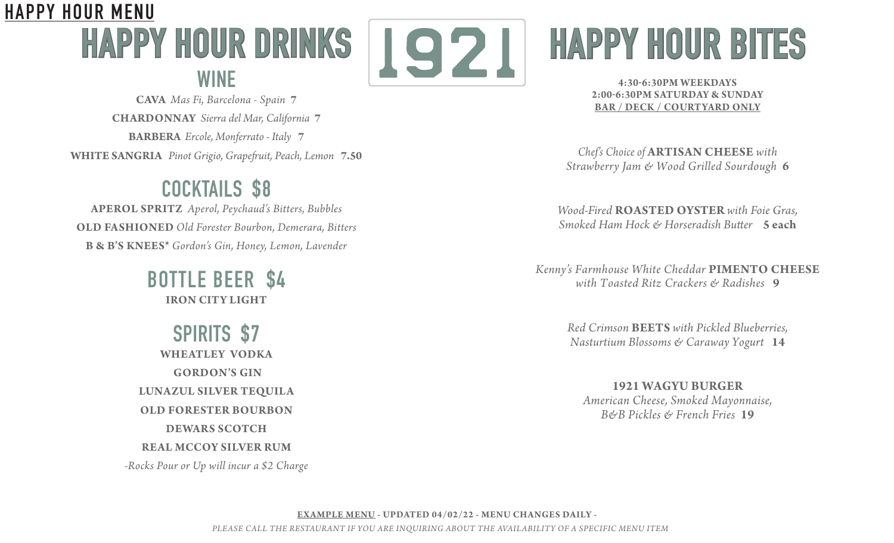# HAPPY HOUR MENU

## HAPPY HOUR DRINKS

1921

### WINE

**CAVA** *Mas Fi, Barcelona - Spain* **7**

**CHARDONNAY** *Sierra del Mar, California* **7**

**BARBERA** *Ercole, Monferrato - Italy* **7**

**WHITE SANGRIA** *Pinot Grigio, Grapefruit, Peach, Lemon* **7.50**

### COCKTAILS $8

**APEROL SPRITZ** *Aperol, Peychaud's Bitters, Bubbles*

**OLD FASHIONED** *Old Forester Bourbon, Demerara, Bitters*

**B & B'S KNEES*** *Gordon's Gin, Honey, Lemon, Lavender*

### BOTTLE BEER $4

**IRON CITY LIGHT**

### SPIRITS $7

**WHEATLEY VODKA**

**GORDON'S GIN**

**LUNAZUL SILVER TEQUILA**

**OLD FORESTER BOURBON**

**DEWARS SCOTCH**

**REAL MCCOY SILVER RUM**

*-Rocks Pour or Up will incur a $2 Charge*

## HAPPY HOUR BITES

**4:30-6:30PM WEEKDAYS**
**2:00-6:30PM SATURDAY & SUNDAY**
**BAR / DECK / COURTYARD ONLY**

*Chef's Choice of* **ARTISAN CHEESE** *with Strawberry Jam & Wood Grilled Sourdough* **6**

*Wood-Fired* **ROASTED OYSTER** *with Foie Gras, Smoked Ham Hock & Horseradish Butter* **5 each**

*Kenny's Farmhouse White Cheddar* **PIMENTO CHEESE** *with Toasted Ritz Crackers & Radishes* **9**

*Red Crimson* **BEETS** *with Pickled Blueberries, Nasturtium Blossoms & Caraway Yogurt* **14**

**1921 WAGYU BURGER**
*American Cheese, Smoked Mayonnaise, B&B Pickles & French Fries* **19**

**EXAMPLE MENU - UPDATED 04/02/22 - MENU CHANGES DAILY -**

*PLEASE CALL THE RESTAURANT IF YOU ARE INQUIRING ABOUT THE AVAILABILITY OF A SPECIFIC MENU ITEM*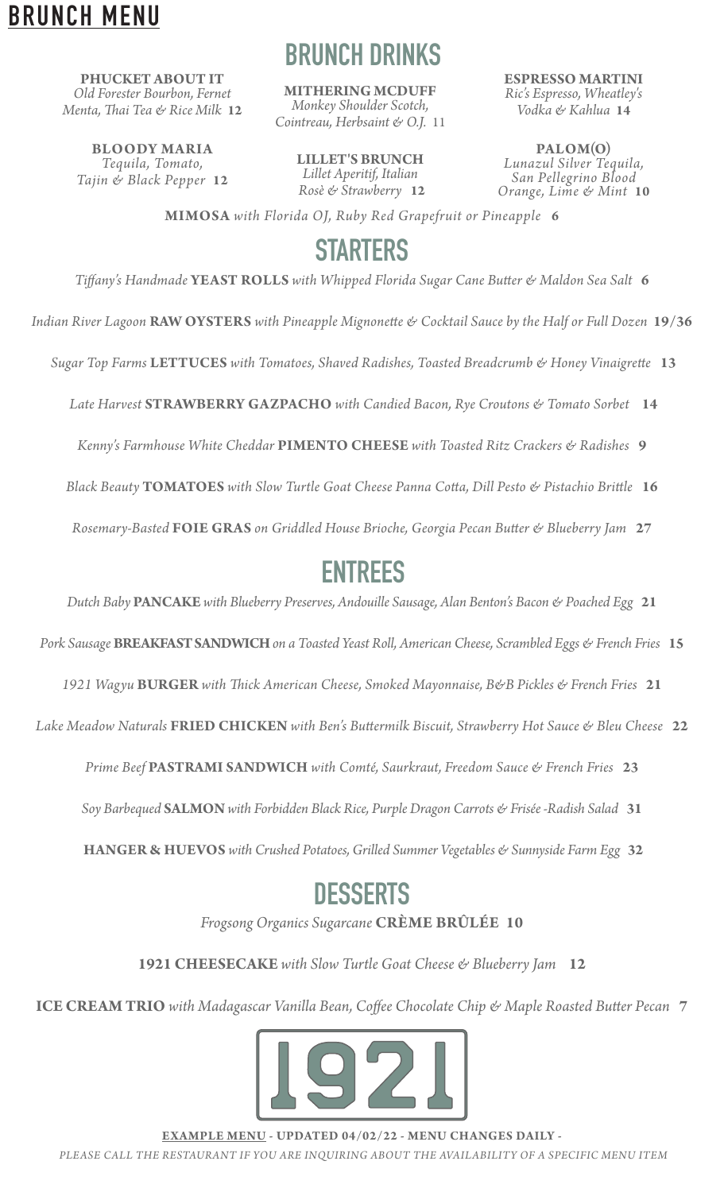# BRUNCH MENU

## BRUNCH DRINKS

**PHUCKET ABOUT IT**
*Old Forester Bourbon, Fernet Menta, Thai Tea & Rice Milk* **12**

**MITHERING MCDUFF**
*Monkey Shoulder Scotch, Cointreau, Herbsaint & O.J.* 11

**ESPRESSO MARTINI**
*Ric's Espresso, Wheatley's Vodka & Kahlua* **14**

**BLOODY MARIA**
*Tequila, Tomato, Tajin & Black Pepper* **12**

**LILLET'S BRUNCH**
*Lillet Aperitif, Italian Rosè & Strawberry* **12**

**PALOM(O)**
*Lunazul Silver Tequila, San Pellegrino Blood Orange, Lime & Mint* **10**

**MIMOSA** *with Florida OJ, Ruby Red Grapefruit or Pineapple* **6**

## STARTERS

*Tiffany's Handmade* **YEAST ROLLS** *with Whipped Florida Sugar Cane Butter & Maldon Sea Salt* **6**

*Indian River Lagoon* **RAW OYSTERS** *with Pineapple Mignonette & Cocktail Sauce by the Half or Full Dozen* **19/36**

*Sugar Top Farms* **LETTUCES** *with Tomatoes, Shaved Radishes, Toasted Breadcrumb & Honey Vinaigrette* **13**

*Late Harvest* **STRAWBERRY GAZPACHO** *with Candied Bacon, Rye Croutons & Tomato Sorbet* **14**

*Kenny's Farmhouse White Cheddar* **PIMENTO CHEESE** *with Toasted Ritz Crackers & Radishes* **9**

*Black Beauty* **TOMATOES** *with Slow Turtle Goat Cheese Panna Cotta, Dill Pesto & Pistachio Brittle* **16**

*Rosemary-Basted* **FOIE GRAS** *on Griddled House Brioche, Georgia Pecan Butter & Blueberry Jam* **27**

## ENTREES

*Dutch Baby* **PANCAKE** *with Blueberry Preserves, Andouille Sausage, Alan Benton's Bacon & Poached Egg* **21**

*Pork Sausage* **BREAKFAST SANDWICH** *on a Toasted Yeast Roll, American Cheese, Scrambled Eggs & French Fries* **15**

*1921 Wagyu* **BURGER** *with Thick American Cheese, Smoked Mayonnaise, B&B Pickles & French Fries* **21**

*Lake Meadow Naturals* **FRIED CHICKEN** *with Ben's Buttermilk Biscuit, Strawberry Hot Sauce & Bleu Cheese* **22**

*Prime Beef* **PASTRAMI SANDWICH** *with Comté, Saurkraut, Freedom Sauce & French Fries* **23**

*Soy Barbequed* **SALMON** *with Forbidden Black Rice, Purple Dragon Carrots & Frisée -Radish Salad* **31**

**HANGER & HUEVOS** *with Crushed Potatoes, Grilled Summer Vegetables & Sunnyside Farm Egg* **32**

## DESSERTS

*Frogsong Organics Sugarcane* **CRÈME BRÛLÉE** **10**

**1921 CHEESECAKE** *with Slow Turtle Goat Cheese & Blueberry Jam* **12**

**ICE CREAM TRIO** *with Madagascar Vanilla Bean, Coffee Chocolate Chip & Maple Roasted Butter Pecan* **7**

1921

**EXAMPLE MENU - UPDATED 04/02/22 - MENU CHANGES DAILY -**

*PLEASE CALL THE RESTAURANT IF YOU ARE INQUIRING ABOUT THE AVAILABILITY OF A SPECIFIC MENU ITEM*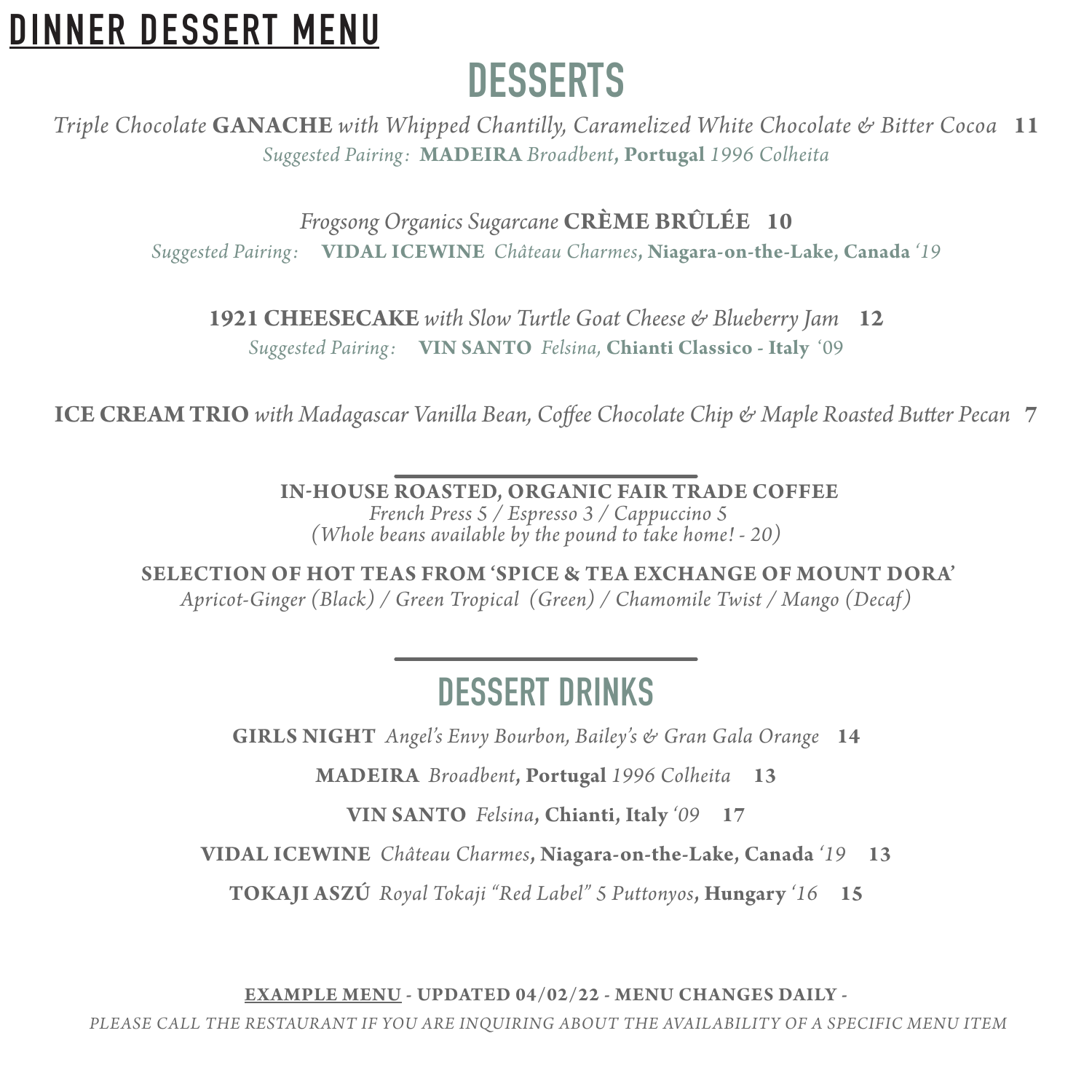# DINNER DESSERT MENU

## DESSERTS

*Triple Chocolate* **GANACHE** *with Whipped Chantilly, Caramelized White Chocolate & Bitter Cocoa* **11**
*Suggested Pairing:* **MADEIRA** *Broadbent*, **Portugal** *1996 Colheita*

*Frogsong Organics Sugarcane* **CRÈME BRÛLÉE 10**
*Suggested Pairing:* **VIDAL ICEWINE** *Château Charmes*, **Niagara-on-the-Lake, Canada** *'19*

**1921 CHEESECAKE** *with Slow Turtle Goat Cheese & Blueberry Jam* **12**
*Suggested Pairing:* **VIN SANTO** *Felsina,* **Chianti Classico - Italy** *'09*

**ICE CREAM TRIO** *with Madagascar Vanilla Bean, Coffee Chocolate Chip & Maple Roasted Butter Pecan* **7**

---

**IN-HOUSE ROASTED, ORGANIC FAIR TRADE COFFEE**
*French Press 5 / Espresso 3 / Cappuccino 5*
*(Whole beans available by the pound to take home! - 20)*

**SELECTION OF HOT TEAS FROM 'SPICE & TEA EXCHANGE OF MOUNT DORA'**
*Apricot-Ginger (Black) / Green Tropical (Green) / Chamomile Twist / Mango (Decaf)*

---

## DESSERT DRINKS

**GIRLS NIGHT** *Angel's Envy Bourbon, Bailey's & Gran Gala Orange* **14**

**MADEIRA** *Broadbent*, **Portugal** *1996 Colheita* **13**

**VIN SANTO** *Felsina*, **Chianti, Italy** *'09* **17**

**VIDAL ICEWINE** *Château Charmes*, **Niagara-on-the-Lake, Canada** *'19* **13**

**TOKAJI ASZÚ** *Royal Tokaji "Red Label" 5 Puttonyos*, **Hungary** *'16* **15**

**EXAMPLE MENU - UPDATED 04/02/22 - MENU CHANGES DAILY -**
*PLEASE CALL THE RESTAURANT IF YOU ARE INQUIRING ABOUT THE AVAILABILITY OF A SPECIFIC MENU ITEM*